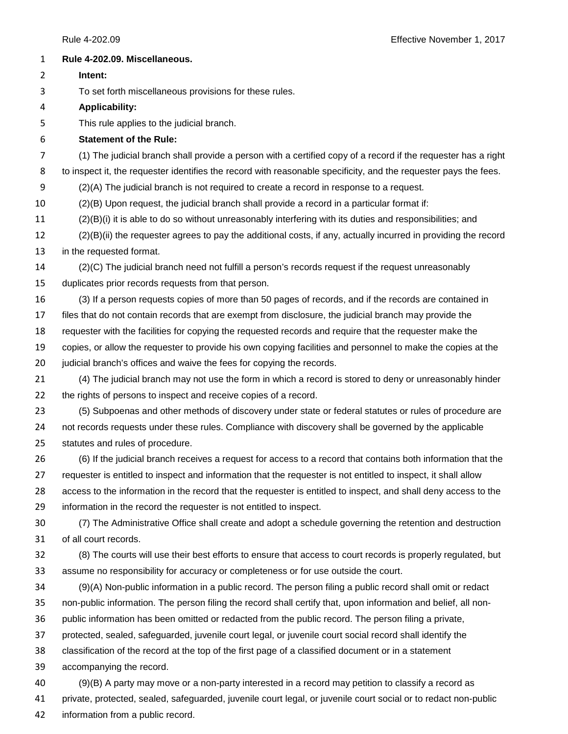# Rule 4-202.09. Miscellaneous.

**Intent:**

To set forth miscellaneous provisions for these rules.

**Applicability:**

This rule applies to the judicial branch.

**Statement of the Rule:**

(1) The judicial branch shall provide a person with a certified copy of a record if the requester has a right to inspect it, the requester identifies the record with reasonable specificity, and the requester pays the fees.

(2)(A) The judicial branch is not required to create a record in response to a request.

(2)(B) Upon request, the judicial branch shall provide a record in a particular format if:

(2)(B)(i) it is able to do so without unreasonably interfering with its duties and responsibilities; and

(2)(B)(ii) the requester agrees to pay the additional costs, if any, actually incurred in providing the record in the requested format.

(2)(C) The judicial branch need not fulfill a person's records request if the request unreasonably duplicates prior records requests from that person.

(3) If a person requests copies of more than 50 pages of records, and if the records are contained in files that do not contain records that are exempt from disclosure, the judicial branch may provide the requester with the facilities for copying the requested records and require that the requester make the copies, or allow the requester to provide his own copying facilities and personnel to make the copies at the judicial branch's offices and waive the fees for copying the records.

(4) The judicial branch may not use the form in which a record is stored to deny or unreasonably hinder the rights of persons to inspect and receive copies of a record.

(5) Subpoenas and other methods of discovery under state or federal statutes or rules of procedure are not records requests under these rules. Compliance with discovery shall be governed by the applicable statutes and rules of procedure.

(6) If the judicial branch receives a request for access to a record that contains both information that the requester is entitled to inspect and information that the requester is not entitled to inspect, it shall allow access to the information in the record that the requester is entitled to inspect, and shall deny access to the information in the record the requester is not entitled to inspect.

(7) The Administrative Office shall create and adopt a schedule governing the retention and destruction of all court records.

(8) The courts will use their best efforts to ensure that access to court records is properly regulated, but assume no responsibility for accuracy or completeness or for use outside the court.

(9)(A) Non-public information in a public record. The person filing a public record shall omit or redact non-public information. The person filing the record shall certify that, upon information and belief, all non-public information has been omitted or redacted from the public record. The person filing a private, protected, sealed, safeguarded, juvenile court legal, or juvenile court social record shall identify the classification of the record at the top of the first page of a classified document or in a statement accompanying the record.

(9)(B) A party may move or a non-party interested in a record may petition to classify a record as private, protected, sealed, safeguarded, juvenile court legal, or juvenile court social or to redact non-public information from a public record.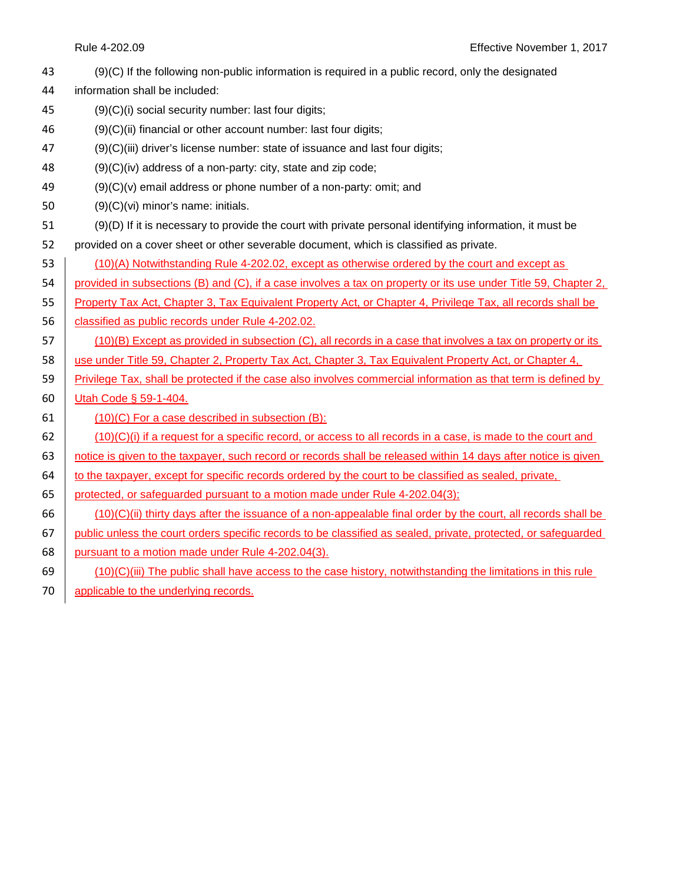(9)(C) If the following non-public information is required in a public record, only the designated information shall be included:

(9)(C)(i) social security number: last four digits;

(9)(C)(ii) financial or other account number: last four digits;

(9)(C)(iii) driver's license number: state of issuance and last four digits;

(9)(C)(iv) address of a non-party: city, state and zip code;

(9)(C)(v) email address or phone number of a non-party: omit; and

(9)(C)(vi) minor's name: initials.

(9)(D) If it is necessary to provide the court with private personal identifying information, it must be provided on a cover sheet or other severable document, which is classified as private.

(10)(A) Notwithstanding Rule 4-202.02, except as otherwise ordered by the court and except as provided in subsections (B) and (C), if a case involves a tax on property or its use under Title 59, Chapter 2, Property Tax Act, Chapter 3, Tax Equivalent Property Act, or Chapter 4, Privilege Tax, all records shall be classified as public records under Rule 4-202.02.

(10)(B) Except as provided in subsection (C), all records in a case that involves a tax on property or its use under Title 59, Chapter 2, Property Tax Act, Chapter 3, Tax Equivalent Property Act, or Chapter 4, Privilege Tax, shall be protected if the case also involves commercial information as that term is defined by Utah Code § 59-1-404.

(10)(C) For a case described in subsection (B):

(10)(C)(i) if a request for a specific record, or access to all records in a case, is made to the court and notice is given to the taxpayer, such record or records shall be released within 14 days after notice is given to the taxpayer, except for specific records ordered by the court to be classified as sealed, private, protected, or safeguarded pursuant to a motion made under Rule 4-202.04(3);

(10)(C)(ii) thirty days after the issuance of a non-appealable final order by the court, all records shall be public unless the court orders specific records to be classified as sealed, private, protected, or safeguarded pursuant to a motion made under Rule 4-202.04(3).

(10)(C)(iii) The public shall have access to the case history, notwithstanding the limitations in this rule applicable to the underlying records.